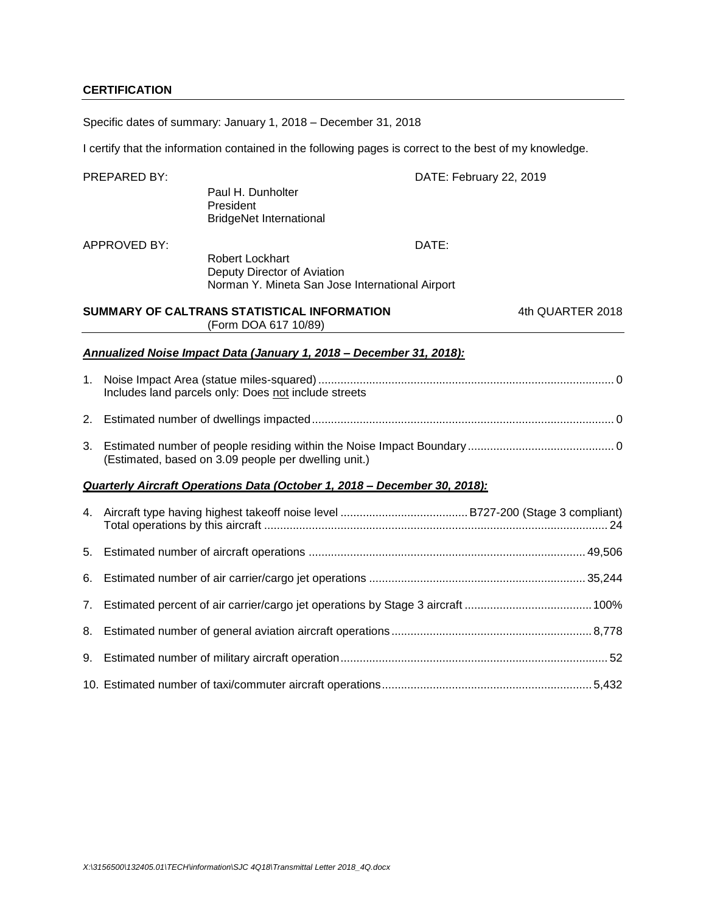**CERTIFICATION**

Specific dates of summary: January 1, 2018 – December 31, 2018

I certify that the information contained in the following pages is correct to the best of my knowledge.

PREPARED BY: Paul H. Dunholter, President, BridgeNet International — DATE: February 22, 2019

APPROVED BY: Robert Lockhart, Deputy Director of Aviation, Norman Y. Mineta San Jose International Airport — DATE:

**SUMMARY OF CALTRANS STATISTICAL INFORMATION** (Form DOA 617 10/89) — 4th QUARTER 2018

***Annualized Noise Impact Data (January 1, 2018 – December 31, 2018):***

1. Noise Impact Area (statue miles-squared) .......... 0
   Includes land parcels only: Does not include streets
2. Estimated number of dwellings impacted .......... 0
3. Estimated number of people residing within the Noise Impact Boundary .......... 0
   (Estimated, based on 3.09 people per dwelling unit.)

***Quarterly Aircraft Operations Data (October 1, 2018 – December 30, 2018):***

4. Aircraft type having highest takeoff noise level .......... B727-200 (Stage 3 compliant)
   Total operations by this aircraft .......... 24
5. Estimated number of aircraft operations .......... 49,506
6. Estimated number of air carrier/cargo jet operations .......... 35,244
7. Estimated percent of air carrier/cargo jet operations by Stage 3 aircraft .......... 100%
8. Estimated number of general aviation aircraft operations .......... 8,778
9. Estimated number of military aircraft operation .......... 52
10. Estimated number of taxi/commuter aircraft operations .......... 5,432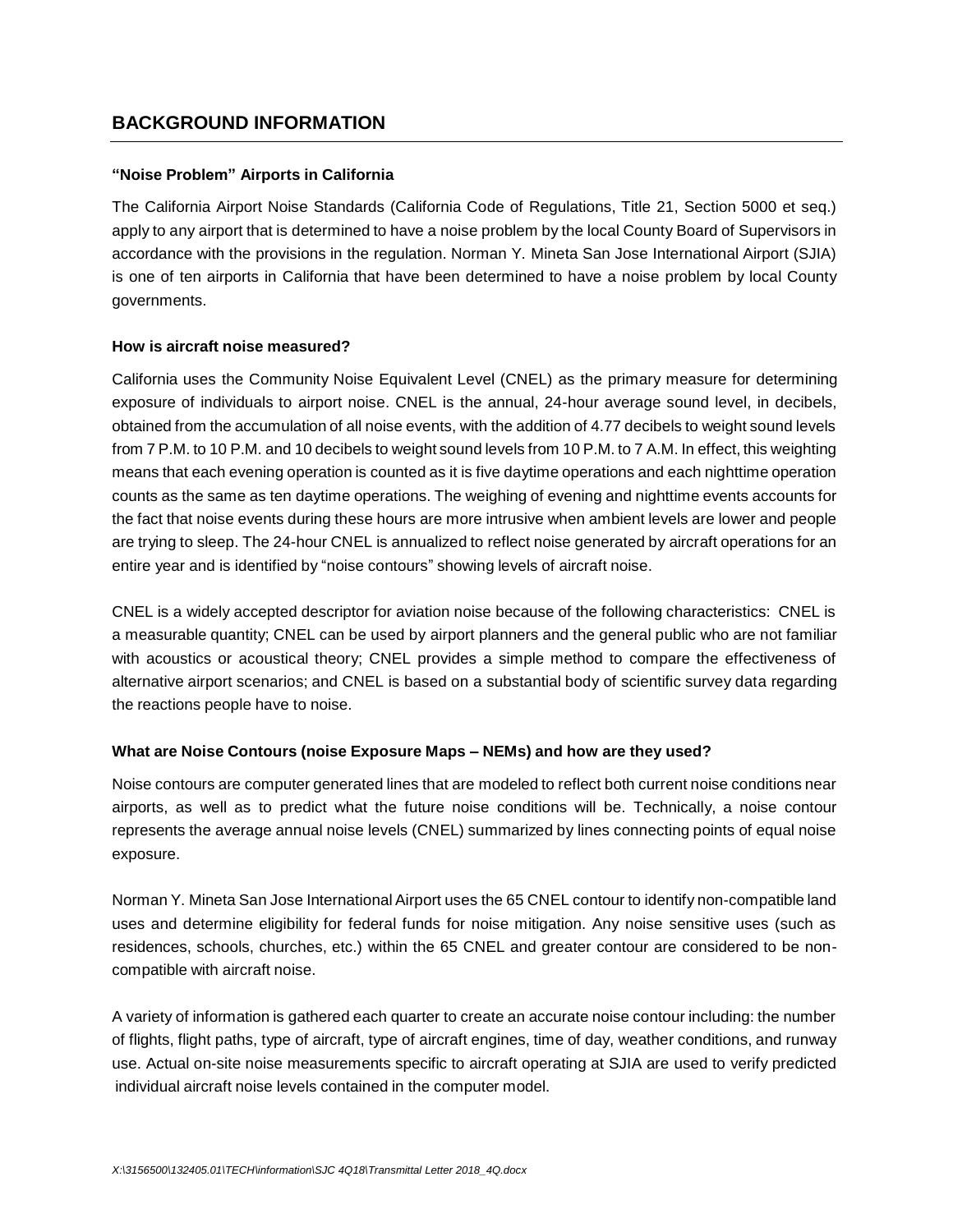# BACKGROUND INFORMATION

### "Noise Problem" Airports in California

The California Airport Noise Standards (California Code of Regulations, Title 21, Section 5000 et seq.) apply to any airport that is determined to have a noise problem by the local County Board of Supervisors in accordance with the provisions in the regulation. Norman Y. Mineta San Jose International Airport (SJIA) is one of ten airports in California that have been determined to have a noise problem by local County governments.

### How is aircraft noise measured?

California uses the Community Noise Equivalent Level (CNEL) as the primary measure for determining exposure of individuals to airport noise. CNEL is the annual, 24-hour average sound level, in decibels, obtained from the accumulation of all noise events, with the addition of 4.77 decibels to weight sound levels from 7 P.M. to 10 P.M. and 10 decibels to weight sound levels from 10 P.M. to 7 A.M. In effect, this weighting means that each evening operation is counted as it is five daytime operations and each nighttime operation counts as the same as ten daytime operations. The weighing of evening and nighttime events accounts for the fact that noise events during these hours are more intrusive when ambient levels are lower and people are trying to sleep. The 24-hour CNEL is annualized to reflect noise generated by aircraft operations for an entire year and is identified by "noise contours" showing levels of aircraft noise.

CNEL is a widely accepted descriptor for aviation noise because of the following characteristics: CNEL is a measurable quantity; CNEL can be used by airport planners and the general public who are not familiar with acoustics or acoustical theory; CNEL provides a simple method to compare the effectiveness of alternative airport scenarios; and CNEL is based on a substantial body of scientific survey data regarding the reactions people have to noise.

### What are Noise Contours (noise Exposure Maps – NEMs) and how are they used?

Noise contours are computer generated lines that are modeled to reflect both current noise conditions near airports, as well as to predict what the future noise conditions will be. Technically, a noise contour represents the average annual noise levels (CNEL) summarized by lines connecting points of equal noise exposure.

Norman Y. Mineta San Jose International Airport uses the 65 CNEL contour to identify non-compatible land uses and determine eligibility for federal funds for noise mitigation. Any noise sensitive uses (such as residences, schools, churches, etc.) within the 65 CNEL and greater contour are considered to be non-compatible with aircraft noise.

A variety of information is gathered each quarter to create an accurate noise contour including: the number of flights, flight paths, type of aircraft, type of aircraft engines, time of day, weather conditions, and runway use. Actual on-site noise measurements specific to aircraft operating at SJIA are used to verify predicted individual aircraft noise levels contained in the computer model.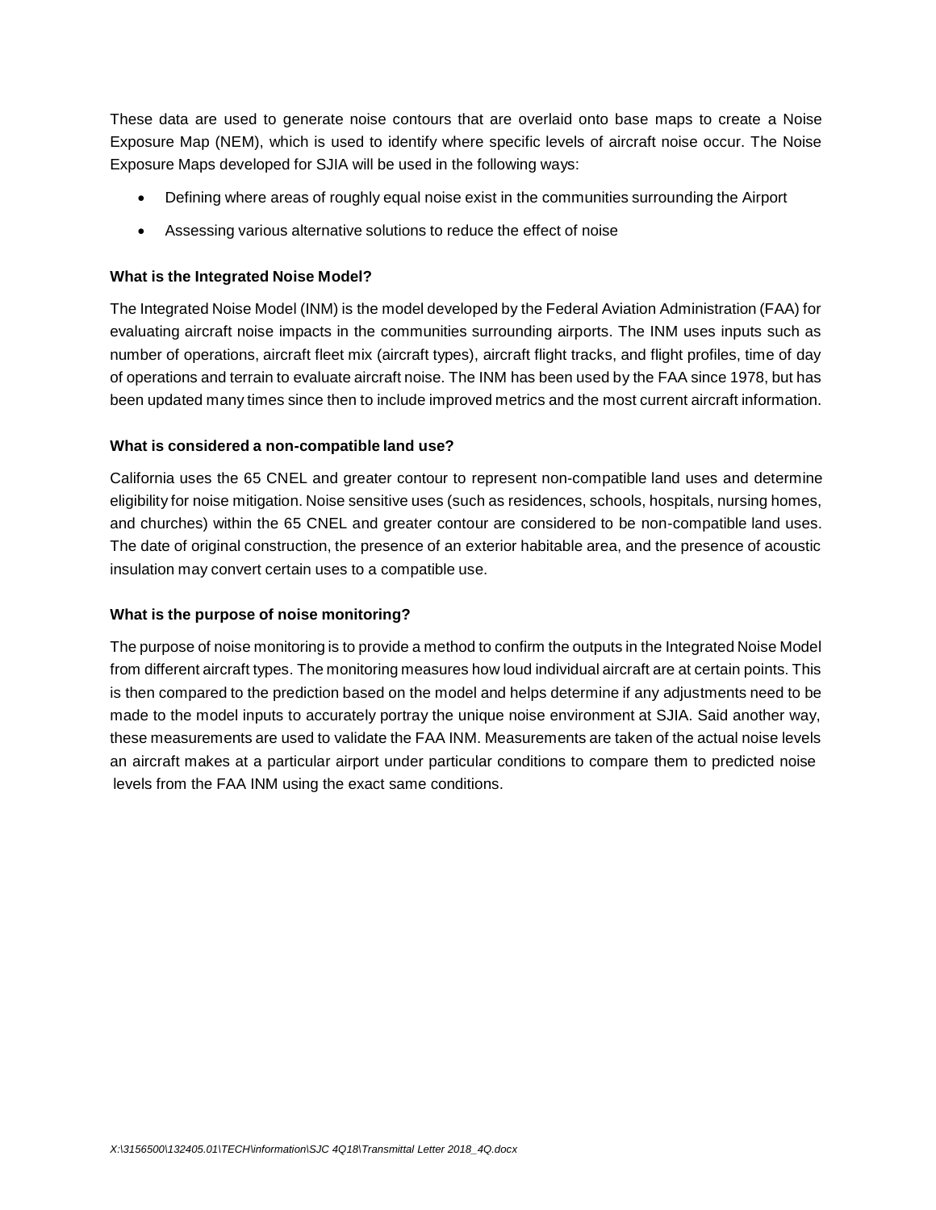These data are used to generate noise contours that are overlaid onto base maps to create a Noise Exposure Map (NEM), which is used to identify where specific levels of aircraft noise occur. The Noise Exposure Maps developed for SJIA will be used in the following ways:

- Defining where areas of roughly equal noise exist in the communities surrounding the Airport
- Assessing various alternative solutions to reduce the effect of noise

**What is the Integrated Noise Model?**

The Integrated Noise Model (INM) is the model developed by the Federal Aviation Administration (FAA) for evaluating aircraft noise impacts in the communities surrounding airports. The INM uses inputs such as number of operations, aircraft fleet mix (aircraft types), aircraft flight tracks, and flight profiles, time of day of operations and terrain to evaluate aircraft noise. The INM has been used by the FAA since 1978, but has been updated many times since then to include improved metrics and the most current aircraft information.

**What is considered a non-compatible land use?**

California uses the 65 CNEL and greater contour to represent non-compatible land uses and determine eligibility for noise mitigation. Noise sensitive uses (such as residences, schools, hospitals, nursing homes, and churches) within the 65 CNEL and greater contour are considered to be non-compatible land uses. The date of original construction, the presence of an exterior habitable area, and the presence of acoustic insulation may convert certain uses to a compatible use.

**What is the purpose of noise monitoring?**

The purpose of noise monitoring is to provide a method to confirm the outputs in the Integrated Noise Model from different aircraft types. The monitoring measures how loud individual aircraft are at certain points. This is then compared to the prediction based on the model and helps determine if any adjustments need to be made to the model inputs to accurately portray the unique noise environment at SJIA. Said another way, these measurements are used to validate the FAA INM. Measurements are taken of the actual noise levels an aircraft makes at a particular airport under particular conditions to compare them to predicted noise levels from the FAA INM using the exact same conditions.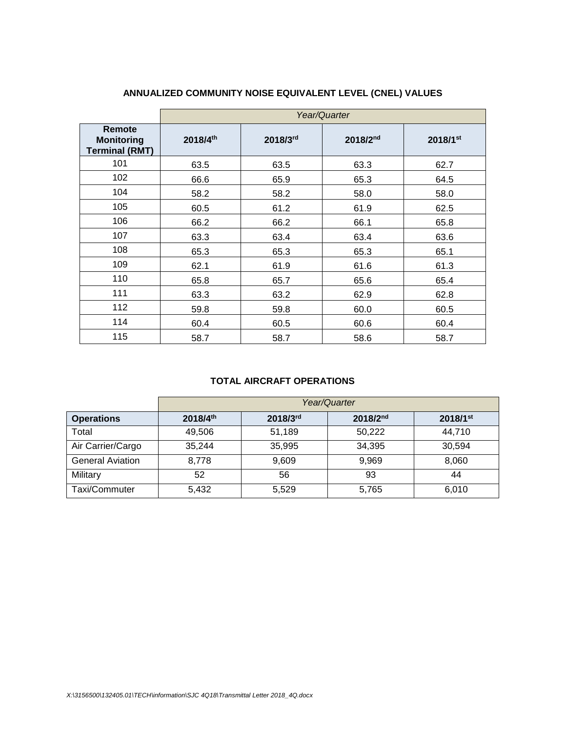**ANNUALIZED COMMUNITY NOISE EQUIVALENT LEVEL (CNEL) VALUES**

| | *Year/Quarter* | | | |
|---|---|---|---|---|
| **Remote Monitoring Terminal (RMT)** | **2018/4th** | **2018/3rd** | **2018/2nd** | **2018/1st** |
| 101 | 63.5 | 63.5 | 63.3 | 62.7 |
| 102 | 66.6 | 65.9 | 65.3 | 64.5 |
| 104 | 58.2 | 58.2 | 58.0 | 58.0 |
| 105 | 60.5 | 61.2 | 61.9 | 62.5 |
| 106 | 66.2 | 66.2 | 66.1 | 65.8 |
| 107 | 63.3 | 63.4 | 63.4 | 63.6 |
| 108 | 65.3 | 65.3 | 65.3 | 65.1 |
| 109 | 62.1 | 61.9 | 61.6 | 61.3 |
| 110 | 65.8 | 65.7 | 65.6 | 65.4 |
| 111 | 63.3 | 63.2 | 62.9 | 62.8 |
| 112 | 59.8 | 59.8 | 60.0 | 60.5 |
| 114 | 60.4 | 60.5 | 60.6 | 60.4 |
| 115 | 58.7 | 58.7 | 58.6 | 58.7 |

**TOTAL AIRCRAFT OPERATIONS**

| | *Year/Quarter* | | | |
|---|---|---|---|---|
| **Operations** | **2018/4th** | **2018/3rd** | **2018/2nd** | **2018/1st** |
| Total | 49,506 | 51,189 | 50,222 | 44,710 |
| Air Carrier/Cargo | 35,244 | 35,995 | 34,395 | 30,594 |
| General Aviation | 8,778 | 9,609 | 9,969 | 8,060 |
| Military | 52 | 56 | 93 | 44 |
| Taxi/Commuter | 5,432 | 5,529 | 5,765 | 6,010 |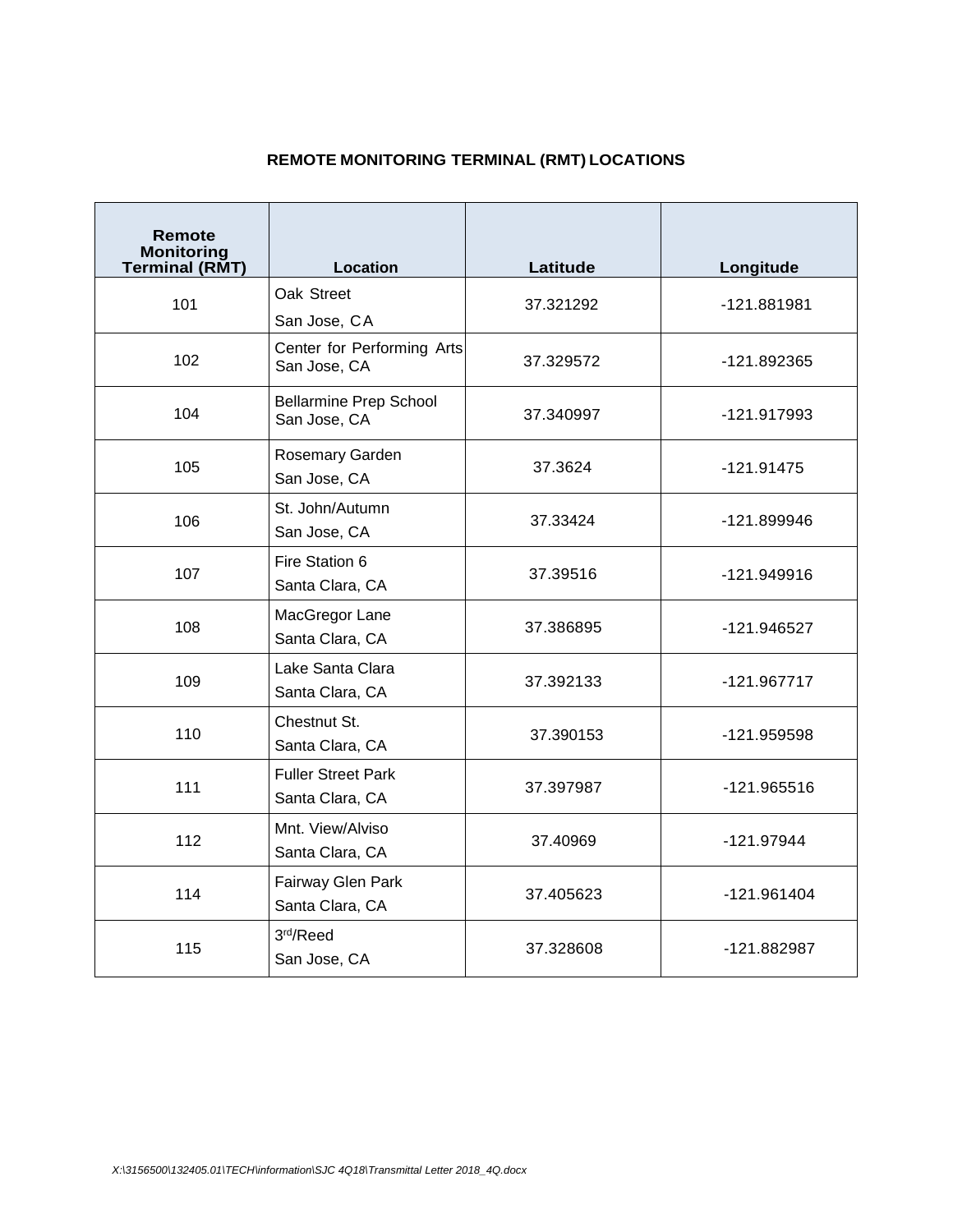## REMOTE MONITORING TERMINAL (RMT) LOCATIONS

| Remote Monitoring Terminal (RMT) | Location | Latitude | Longitude |
|---|---|---|---|
| 101 | Oak Street<br>San Jose, CA | 37.321292 | -121.881981 |
| 102 | Center for Performing Arts<br>San Jose, CA | 37.329572 | -121.892365 |
| 104 | Bellarmine Prep School<br>San Jose, CA | 37.340997 | -121.917993 |
| 105 | Rosemary Garden<br>San Jose, CA | 37.3624 | -121.91475 |
| 106 | St. John/Autumn<br>San Jose, CA | 37.33424 | -121.899946 |
| 107 | Fire Station 6<br>Santa Clara, CA | 37.39516 | -121.949916 |
| 108 | MacGregor Lane<br>Santa Clara, CA | 37.386895 | -121.946527 |
| 109 | Lake Santa Clara<br>Santa Clara, CA | 37.392133 | -121.967717 |
| 110 | Chestnut St.<br>Santa Clara, CA | 37.390153 | -121.959598 |
| 111 | Fuller Street Park<br>Santa Clara, CA | 37.397987 | -121.965516 |
| 112 | Mnt. View/Alviso<br>Santa Clara, CA | 37.40969 | -121.97944 |
| 114 | Fairway Glen Park<br>Santa Clara, CA | 37.405623 | -121.961404 |
| 115 | 3rd/Reed<br>San Jose, CA | 37.328608 | -121.882987 |

*X:\3156500\132405.01\TECH\information\SJC 4Q18\Transmittal Letter 2018_4Q.docx*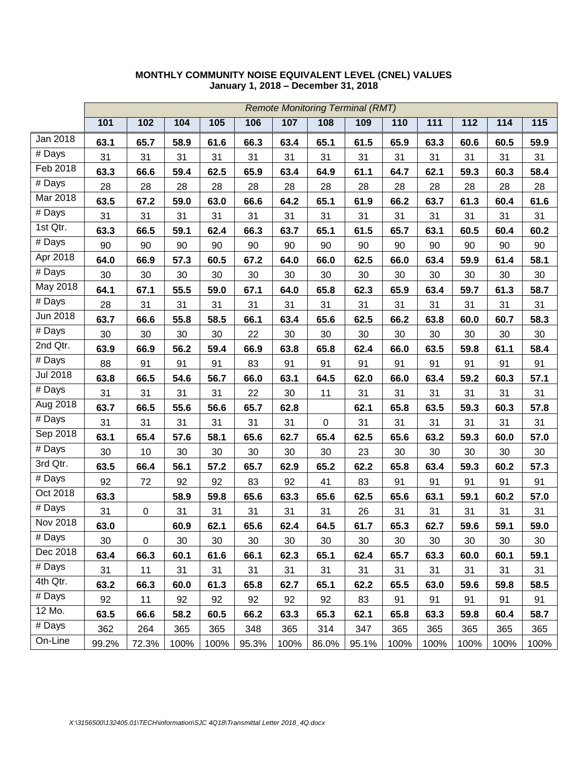**MONTHLY COMMUNITY NOISE EQUIVALENT LEVEL (CNEL) VALUES**
**January 1, 2018 – December 31, 2018**

| | *Remote Monitoring Terminal (RMT)* | | | | | | | | | | | | |
|---|---|---|---|---|---|---|---|---|---|---|---|---|---|
| | **101** | **102** | **104** | **105** | **106** | **107** | **108** | **109** | **110** | **111** | **112** | **114** | **115** |
| Jan 2018 | **63.1** | **65.7** | **58.9** | **61.6** | **66.3** | **63.4** | **65.1** | **61.5** | **65.9** | **63.3** | **60.6** | **60.5** | **59.9** |
| # Days | 31 | 31 | 31 | 31 | 31 | 31 | 31 | 31 | 31 | 31 | 31 | 31 | 31 |
| Feb 2018 | **63.3** | **66.6** | **59.4** | **62.5** | **65.9** | **63.4** | **64.9** | **61.1** | **64.7** | **62.1** | **59.3** | **60.3** | **58.4** |
| # Days | 28 | 28 | 28 | 28 | 28 | 28 | 28 | 28 | 28 | 28 | 28 | 28 | 28 |
| Mar 2018 | **63.5** | **67.2** | **59.0** | **63.0** | **66.6** | **64.2** | **65.1** | **61.9** | **66.2** | **63.7** | **61.3** | **60.4** | **61.6** |
| # Days | 31 | 31 | 31 | 31 | 31 | 31 | 31 | 31 | 31 | 31 | 31 | 31 | 31 |
| 1st Qtr. | **63.3** | **66.5** | **59.1** | **62.4** | **66.3** | **63.7** | **65.1** | **61.5** | **65.7** | **63.1** | **60.5** | **60.4** | **60.2** |
| # Days | 90 | 90 | 90 | 90 | 90 | 90 | 90 | 90 | 90 | 90 | 90 | 90 | 90 |
| Apr 2018 | **64.0** | **66.9** | **57.3** | **60.5** | **67.2** | **64.0** | **66.0** | **62.5** | **66.0** | **63.4** | **59.9** | **61.4** | **58.1** |
| # Days | 30 | 30 | 30 | 30 | 30 | 30 | 30 | 30 | 30 | 30 | 30 | 30 | 30 |
| May 2018 | **64.1** | **67.1** | **55.5** | **59.0** | **67.1** | **64.0** | **65.8** | **62.3** | **65.9** | **63.4** | **59.7** | **61.3** | **58.7** |
| # Days | 28 | 31 | 31 | 31 | 31 | 31 | 31 | 31 | 31 | 31 | 31 | 31 | 31 |
| Jun 2018 | **63.7** | **66.6** | **55.8** | **58.5** | **66.1** | **63.4** | **65.6** | **62.5** | **66.2** | **63.8** | **60.0** | **60.7** | **58.3** |
| # Days | 30 | 30 | 30 | 30 | 22 | 30 | 30 | 30 | 30 | 30 | 30 | 30 | 30 |
| 2nd Qtr. | **63.9** | **66.9** | **56.2** | **59.4** | **66.9** | **63.8** | **65.8** | **62.4** | **66.0** | **63.5** | **59.8** | **61.1** | **58.4** |
| # Days | 88 | 91 | 91 | 91 | 83 | 91 | 91 | 91 | 91 | 91 | 91 | 91 | 91 |
| Jul 2018 | **63.8** | **66.5** | **54.6** | **56.7** | **66.0** | **63.1** | **64.5** | **62.0** | **66.0** | **63.4** | **59.2** | **60.3** | **57.1** |
| # Days | 31 | 31 | 31 | 31 | 22 | 30 | 11 | 31 | 31 | 31 | 31 | 31 | 31 |
| Aug 2018 | **63.7** | **66.5** | **55.6** | **56.6** | **65.7** | **62.8** | | **62.1** | **65.8** | **63.5** | **59.3** | **60.3** | **57.8** |
| # Days | 31 | 31 | 31 | 31 | 31 | 31 | 0 | 31 | 31 | 31 | 31 | 31 | 31 |
| Sep 2018 | **63.1** | **65.4** | **57.6** | **58.1** | **65.6** | **62.7** | **65.4** | **62.5** | **65.6** | **63.2** | **59.3** | **60.0** | **57.0** |
| # Days | 30 | 10 | 30 | 30 | 30 | 30 | 30 | 23 | 30 | 30 | 30 | 30 | 30 |
| 3rd Qtr. | **63.5** | **66.4** | **56.1** | **57.2** | **65.7** | **62.9** | **65.2** | **62.2** | **65.8** | **63.4** | **59.3** | **60.2** | **57.3** |
| # Days | 92 | 72 | 92 | 92 | 83 | 92 | 41 | 83 | 91 | 91 | 91 | 91 | 91 |
| Oct 2018 | **63.3** | | **58.9** | **59.8** | **65.6** | **63.3** | **65.6** | **62.5** | **65.6** | **63.1** | **59.1** | **60.2** | **57.0** |
| # Days | 31 | 0 | 31 | 31 | 31 | 31 | 31 | 26 | 31 | 31 | 31 | 31 | 31 |
| Nov 2018 | **63.0** | | **60.9** | **62.1** | **65.6** | **62.4** | **64.5** | **61.7** | **65.3** | **62.7** | **59.6** | **59.1** | **59.0** |
| # Days | 30 | 0 | 30 | 30 | 30 | 30 | 30 | 30 | 30 | 30 | 30 | 30 | 30 |
| Dec 2018 | **63.4** | **66.3** | **60.1** | **61.6** | **66.1** | **62.3** | **65.1** | **62.4** | **65.7** | **63.3** | **60.0** | **60.1** | **59.1** |
| # Days | 31 | 11 | 31 | 31 | 31 | 31 | 31 | 31 | 31 | 31 | 31 | 31 | 31 |
| 4th Qtr. | **63.2** | **66.3** | **60.0** | **61.3** | **65.8** | **62.7** | **65.1** | **62.2** | **65.5** | **63.0** | **59.6** | **59.8** | **58.5** |
| # Days | 92 | 11 | 92 | 92 | 92 | 92 | 92 | 83 | 91 | 91 | 91 | 91 | 91 |
| 12 Mo. | **63.5** | **66.6** | **58.2** | **60.5** | **66.2** | **63.3** | **65.3** | **62.1** | **65.8** | **63.3** | **59.8** | **60.4** | **58.7** |
| # Days | 362 | 264 | 365 | 365 | 348 | 365 | 314 | 347 | 365 | 365 | 365 | 365 | 365 |
| On-Line | 99.2% | 72.3% | 100% | 100% | 95.3% | 100% | 86.0% | 95.1% | 100% | 100% | 100% | 100% | 100% |

*X:\3156500\132405.01\TECH\information\SJC 4Q18\Transmittal Letter 2018_4Q.docx*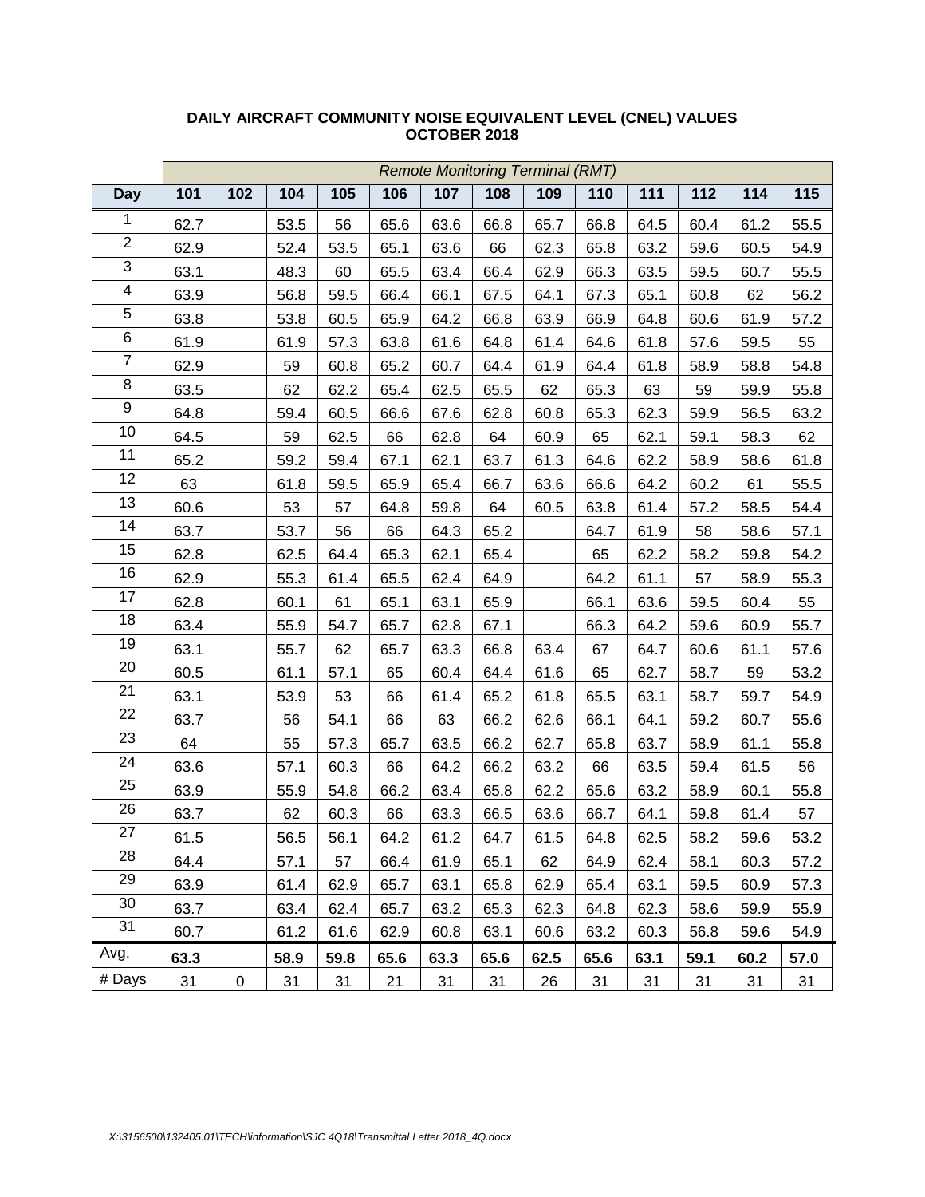**DAILY AIRCRAFT COMMUNITY NOISE EQUIVALENT LEVEL (CNEL) VALUES**
**OCTOBER 2018**

| | *Remote Monitoring Terminal (RMT)* | | | | | | | | | | | | |
|---|---|---|---|---|---|---|---|---|---|---|---|---|---|
| **Day** | **101** | **102** | **104** | **105** | **106** | **107** | **108** | **109** | **110** | **111** | **112** | **114** | **115** |
| 1 | 62.7 | | 53.5 | 56 | 65.6 | 63.6 | 66.8 | 65.7 | 66.8 | 64.5 | 60.4 | 61.2 | 55.5 |
| 2 | 62.9 | | 52.4 | 53.5 | 65.1 | 63.6 | 66 | 62.3 | 65.8 | 63.2 | 59.6 | 60.5 | 54.9 |
| 3 | 63.1 | | 48.3 | 60 | 65.5 | 63.4 | 66.4 | 62.9 | 66.3 | 63.5 | 59.5 | 60.7 | 55.5 |
| 4 | 63.9 | | 56.8 | 59.5 | 66.4 | 66.1 | 67.5 | 64.1 | 67.3 | 65.1 | 60.8 | 62 | 56.2 |
| 5 | 63.8 | | 53.8 | 60.5 | 65.9 | 64.2 | 66.8 | 63.9 | 66.9 | 64.8 | 60.6 | 61.9 | 57.2 |
| 6 | 61.9 | | 61.9 | 57.3 | 63.8 | 61.6 | 64.8 | 61.4 | 64.6 | 61.8 | 57.6 | 59.5 | 55 |
| 7 | 62.9 | | 59 | 60.8 | 65.2 | 60.7 | 64.4 | 61.9 | 64.4 | 61.8 | 58.9 | 58.8 | 54.8 |
| 8 | 63.5 | | 62 | 62.2 | 65.4 | 62.5 | 65.5 | 62 | 65.3 | 63 | 59 | 59.9 | 55.8 |
| 9 | 64.8 | | 59.4 | 60.5 | 66.6 | 67.6 | 62.8 | 60.8 | 65.3 | 62.3 | 59.9 | 56.5 | 63.2 |
| 10 | 64.5 | | 59 | 62.5 | 66 | 62.8 | 64 | 60.9 | 65 | 62.1 | 59.1 | 58.3 | 62 |
| 11 | 65.2 | | 59.2 | 59.4 | 67.1 | 62.1 | 63.7 | 61.3 | 64.6 | 62.2 | 58.9 | 58.6 | 61.8 |
| 12 | 63 | | 61.8 | 59.5 | 65.9 | 65.4 | 66.7 | 63.6 | 66.6 | 64.2 | 60.2 | 61 | 55.5 |
| 13 | 60.6 | | 53 | 57 | 64.8 | 59.8 | 64 | 60.5 | 63.8 | 61.4 | 57.2 | 58.5 | 54.4 |
| 14 | 63.7 | | 53.7 | 56 | 66 | 64.3 | 65.2 | | 64.7 | 61.9 | 58 | 58.6 | 57.1 |
| 15 | 62.8 | | 62.5 | 64.4 | 65.3 | 62.1 | 65.4 | | 65 | 62.2 | 58.2 | 59.8 | 54.2 |
| 16 | 62.9 | | 55.3 | 61.4 | 65.5 | 62.4 | 64.9 | | 64.2 | 61.1 | 57 | 58.9 | 55.3 |
| 17 | 62.8 | | 60.1 | 61 | 65.1 | 63.1 | 65.9 | | 66.1 | 63.6 | 59.5 | 60.4 | 55 |
| 18 | 63.4 | | 55.9 | 54.7 | 65.7 | 62.8 | 67.1 | | 66.3 | 64.2 | 59.6 | 60.9 | 55.7 |
| 19 | 63.1 | | 55.7 | 62 | 65.7 | 63.3 | 66.8 | 63.4 | 67 | 64.7 | 60.6 | 61.1 | 57.6 |
| 20 | 60.5 | | 61.1 | 57.1 | 65 | 60.4 | 64.4 | 61.6 | 65 | 62.7 | 58.7 | 59 | 53.2 |
| 21 | 63.1 | | 53.9 | 53 | 66 | 61.4 | 65.2 | 61.8 | 65.5 | 63.1 | 58.7 | 59.7 | 54.9 |
| 22 | 63.7 | | 56 | 54.1 | 66 | 63 | 66.2 | 62.6 | 66.1 | 64.1 | 59.2 | 60.7 | 55.6 |
| 23 | 64 | | 55 | 57.3 | 65.7 | 63.5 | 66.2 | 62.7 | 65.8 | 63.7 | 58.9 | 61.1 | 55.8 |
| 24 | 63.6 | | 57.1 | 60.3 | 66 | 64.2 | 66.2 | 63.2 | 66 | 63.5 | 59.4 | 61.5 | 56 |
| 25 | 63.9 | | 55.9 | 54.8 | 66.2 | 63.4 | 65.8 | 62.2 | 65.6 | 63.2 | 58.9 | 60.1 | 55.8 |
| 26 | 63.7 | | 62 | 60.3 | 66 | 63.3 | 66.5 | 63.6 | 66.7 | 64.1 | 59.8 | 61.4 | 57 |
| 27 | 61.5 | | 56.5 | 56.1 | 64.2 | 61.2 | 64.7 | 61.5 | 64.8 | 62.5 | 58.2 | 59.6 | 53.2 |
| 28 | 64.4 | | 57.1 | 57 | 66.4 | 61.9 | 65.1 | 62 | 64.9 | 62.4 | 58.1 | 60.3 | 57.2 |
| 29 | 63.9 | | 61.4 | 62.9 | 65.7 | 63.1 | 65.8 | 62.9 | 65.4 | 63.1 | 59.5 | 60.9 | 57.3 |
| 30 | 63.7 | | 63.4 | 62.4 | 65.7 | 63.2 | 65.3 | 62.3 | 64.8 | 62.3 | 58.6 | 59.9 | 55.9 |
| 31 | 60.7 | | 61.2 | 61.6 | 62.9 | 60.8 | 63.1 | 60.6 | 63.2 | 60.3 | 56.8 | 59.6 | 54.9 |
| Avg. | **63.3** | | **58.9** | **59.8** | **65.6** | **63.3** | **65.6** | **62.5** | **65.6** | **63.1** | **59.1** | **60.2** | **57.0** |
| # Days | 31 | 0 | 31 | 31 | 21 | 31 | 31 | 26 | 31 | 31 | 31 | 31 | 31 |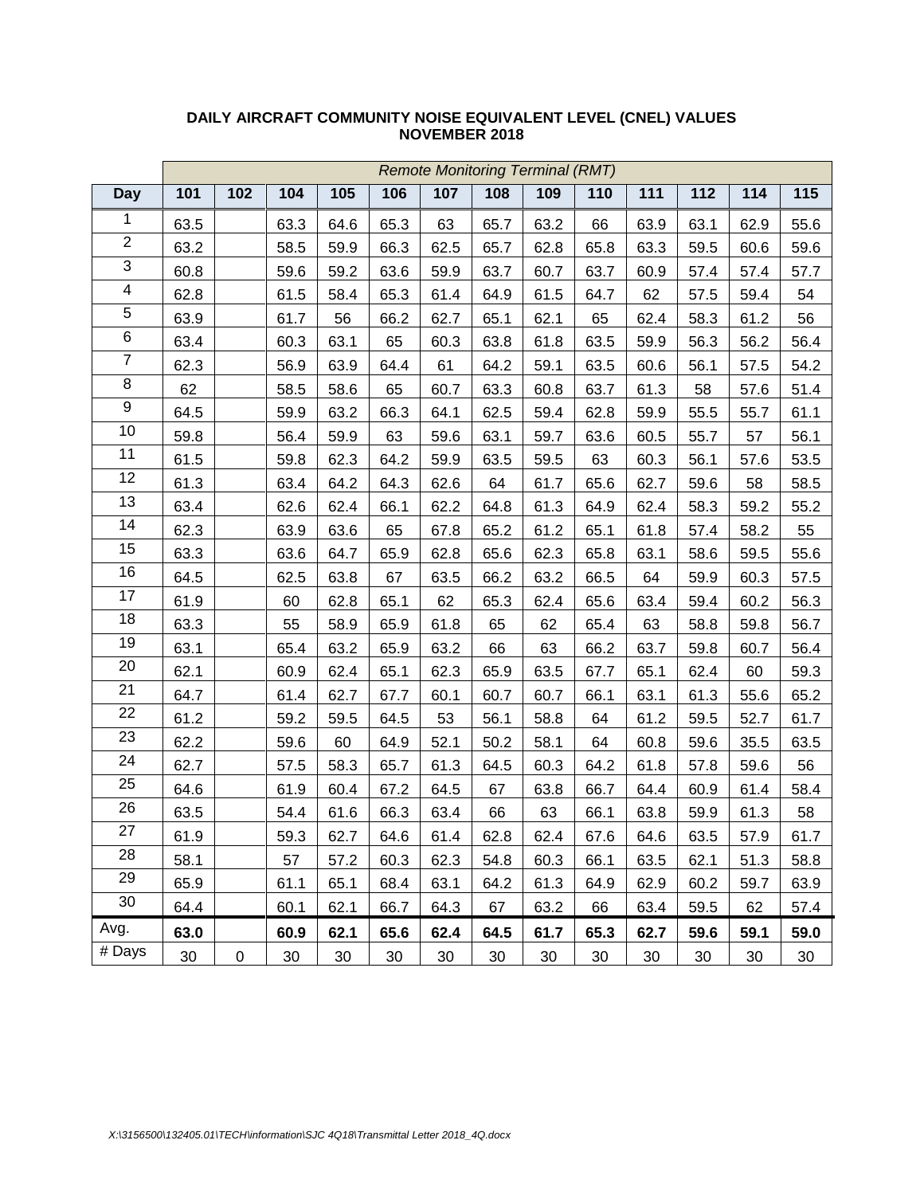**DAILY AIRCRAFT COMMUNITY NOISE EQUIVALENT LEVEL (CNEL) VALUES**
**NOVEMBER 2018**

| | *Remote Monitoring Terminal (RMT)* | | | | | | | | | | | | |
|---|---|---|---|---|---|---|---|---|---|---|---|---|---|
| **Day** | **101** | **102** | **104** | **105** | **106** | **107** | **108** | **109** | **110** | **111** | **112** | **114** | **115** |
| 1 | 63.5 | | 63.3 | 64.6 | 65.3 | 63 | 65.7 | 63.2 | 66 | 63.9 | 63.1 | 62.9 | 55.6 |
| 2 | 63.2 | | 58.5 | 59.9 | 66.3 | 62.5 | 65.7 | 62.8 | 65.8 | 63.3 | 59.5 | 60.6 | 59.6 |
| 3 | 60.8 | | 59.6 | 59.2 | 63.6 | 59.9 | 63.7 | 60.7 | 63.7 | 60.9 | 57.4 | 57.4 | 57.7 |
| 4 | 62.8 | | 61.5 | 58.4 | 65.3 | 61.4 | 64.9 | 61.5 | 64.7 | 62 | 57.5 | 59.4 | 54 |
| 5 | 63.9 | | 61.7 | 56 | 66.2 | 62.7 | 65.1 | 62.1 | 65 | 62.4 | 58.3 | 61.2 | 56 |
| 6 | 63.4 | | 60.3 | 63.1 | 65 | 60.3 | 63.8 | 61.8 | 63.5 | 59.9 | 56.3 | 56.2 | 56.4 |
| 7 | 62.3 | | 56.9 | 63.9 | 64.4 | 61 | 64.2 | 59.1 | 63.5 | 60.6 | 56.1 | 57.5 | 54.2 |
| 8 | 62 | | 58.5 | 58.6 | 65 | 60.7 | 63.3 | 60.8 | 63.7 | 61.3 | 58 | 57.6 | 51.4 |
| 9 | 64.5 | | 59.9 | 63.2 | 66.3 | 64.1 | 62.5 | 59.4 | 62.8 | 59.9 | 55.5 | 55.7 | 61.1 |
| 10 | 59.8 | | 56.4 | 59.9 | 63 | 59.6 | 63.1 | 59.7 | 63.6 | 60.5 | 55.7 | 57 | 56.1 |
| 11 | 61.5 | | 59.8 | 62.3 | 64.2 | 59.9 | 63.5 | 59.5 | 63 | 60.3 | 56.1 | 57.6 | 53.5 |
| 12 | 61.3 | | 63.4 | 64.2 | 64.3 | 62.6 | 64 | 61.7 | 65.6 | 62.7 | 59.6 | 58 | 58.5 |
| 13 | 63.4 | | 62.6 | 62.4 | 66.1 | 62.2 | 64.8 | 61.3 | 64.9 | 62.4 | 58.3 | 59.2 | 55.2 |
| 14 | 62.3 | | 63.9 | 63.6 | 65 | 67.8 | 65.2 | 61.2 | 65.1 | 61.8 | 57.4 | 58.2 | 55 |
| 15 | 63.3 | | 63.6 | 64.7 | 65.9 | 62.8 | 65.6 | 62.3 | 65.8 | 63.1 | 58.6 | 59.5 | 55.6 |
| 16 | 64.5 | | 62.5 | 63.8 | 67 | 63.5 | 66.2 | 63.2 | 66.5 | 64 | 59.9 | 60.3 | 57.5 |
| 17 | 61.9 | | 60 | 62.8 | 65.1 | 62 | 65.3 | 62.4 | 65.6 | 63.4 | 59.4 | 60.2 | 56.3 |
| 18 | 63.3 | | 55 | 58.9 | 65.9 | 61.8 | 65 | 62 | 65.4 | 63 | 58.8 | 59.8 | 56.7 |
| 19 | 63.1 | | 65.4 | 63.2 | 65.9 | 63.2 | 66 | 63 | 66.2 | 63.7 | 59.8 | 60.7 | 56.4 |
| 20 | 62.1 | | 60.9 | 62.4 | 65.1 | 62.3 | 65.9 | 63.5 | 67.7 | 65.1 | 62.4 | 60 | 59.3 |
| 21 | 64.7 | | 61.4 | 62.7 | 67.7 | 60.1 | 60.7 | 60.7 | 66.1 | 63.1 | 61.3 | 55.6 | 65.2 |
| 22 | 61.2 | | 59.2 | 59.5 | 64.5 | 53 | 56.1 | 58.8 | 64 | 61.2 | 59.5 | 52.7 | 61.7 |
| 23 | 62.2 | | 59.6 | 60 | 64.9 | 52.1 | 50.2 | 58.1 | 64 | 60.8 | 59.6 | 35.5 | 63.5 |
| 24 | 62.7 | | 57.5 | 58.3 | 65.7 | 61.3 | 64.5 | 60.3 | 64.2 | 61.8 | 57.8 | 59.6 | 56 |
| 25 | 64.6 | | 61.9 | 60.4 | 67.2 | 64.5 | 67 | 63.8 | 66.7 | 64.4 | 60.9 | 61.4 | 58.4 |
| 26 | 63.5 | | 54.4 | 61.6 | 66.3 | 63.4 | 66 | 63 | 66.1 | 63.8 | 59.9 | 61.3 | 58 |
| 27 | 61.9 | | 59.3 | 62.7 | 64.6 | 61.4 | 62.8 | 62.4 | 67.6 | 64.6 | 63.5 | 57.9 | 61.7 |
| 28 | 58.1 | | 57 | 57.2 | 60.3 | 62.3 | 54.8 | 60.3 | 66.1 | 63.5 | 62.1 | 51.3 | 58.8 |
| 29 | 65.9 | | 61.1 | 65.1 | 68.4 | 63.1 | 64.2 | 61.3 | 64.9 | 62.9 | 60.2 | 59.7 | 63.9 |
| 30 | 64.4 | | 60.1 | 62.1 | 66.7 | 64.3 | 67 | 63.2 | 66 | 63.4 | 59.5 | 62 | 57.4 |
| Avg. | **63.0** | | **60.9** | **62.1** | **65.6** | **62.4** | **64.5** | **61.7** | **65.3** | **62.7** | **59.6** | **59.1** | **59.0** |
| # Days | 30 | 0 | 30 | 30 | 30 | 30 | 30 | 30 | 30 | 30 | 30 | 30 | 30 |

*X:\3156500\132405.01\TECH\information\SJC 4Q18\Transmittal Letter 2018_4Q.docx*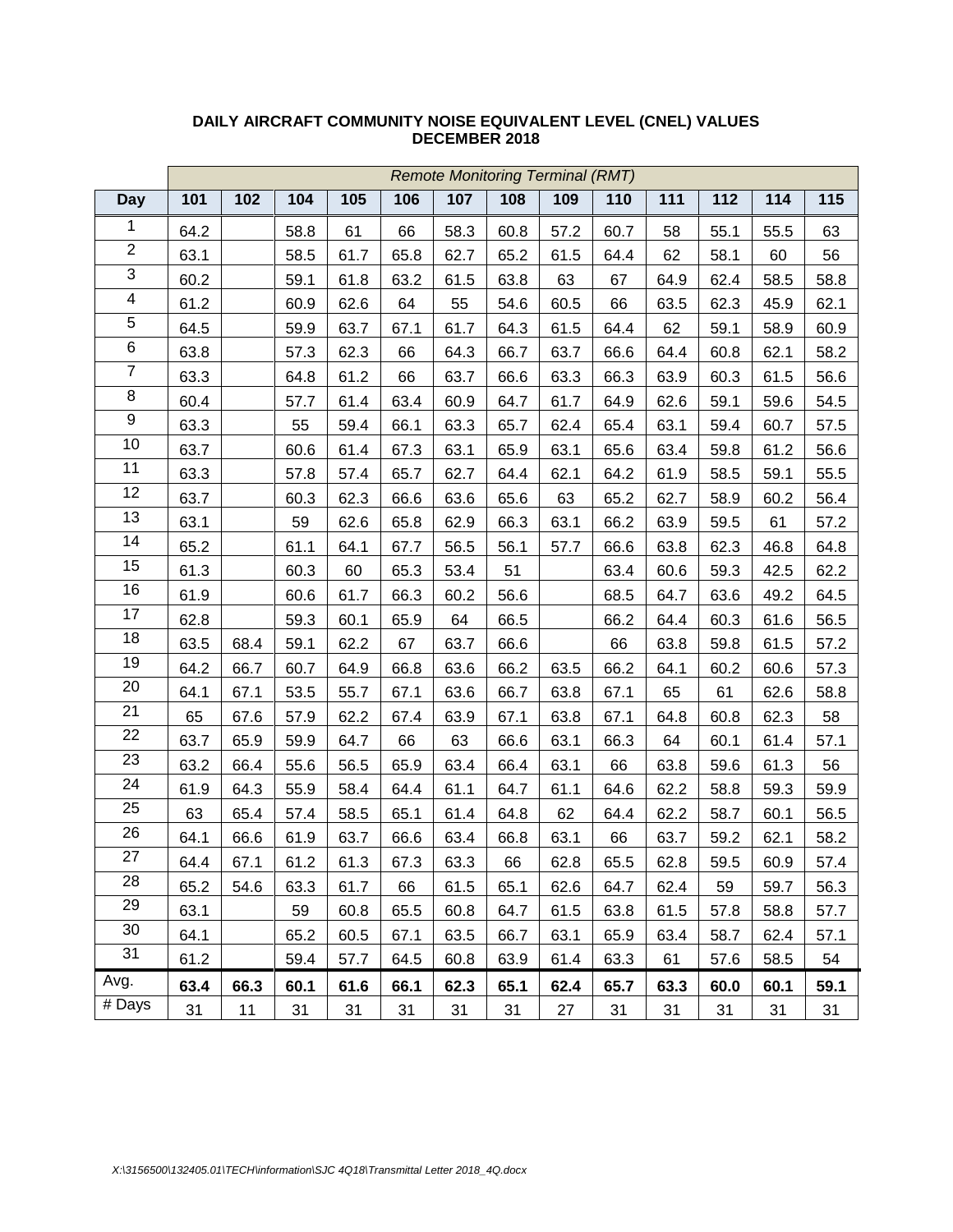**DAILY AIRCRAFT COMMUNITY NOISE EQUIVALENT LEVEL (CNEL) VALUES**
**DECEMBER 2018**

| | *Remote Monitoring Terminal (RMT)* | | | | | | | | | | | | |
|---|---|---|---|---|---|---|---|---|---|---|---|---|---|
| **Day** | **101** | **102** | **104** | **105** | **106** | **107** | **108** | **109** | **110** | **111** | **112** | **114** | **115** |
| 1 | 64.2 | | 58.8 | 61 | 66 | 58.3 | 60.8 | 57.2 | 60.7 | 58 | 55.1 | 55.5 | 63 |
| 2 | 63.1 | | 58.5 | 61.7 | 65.8 | 62.7 | 65.2 | 61.5 | 64.4 | 62 | 58.1 | 60 | 56 |
| 3 | 60.2 | | 59.1 | 61.8 | 63.2 | 61.5 | 63.8 | 63 | 67 | 64.9 | 62.4 | 58.5 | 58.8 |
| 4 | 61.2 | | 60.9 | 62.6 | 64 | 55 | 54.6 | 60.5 | 66 | 63.5 | 62.3 | 45.9 | 62.1 |
| 5 | 64.5 | | 59.9 | 63.7 | 67.1 | 61.7 | 64.3 | 61.5 | 64.4 | 62 | 59.1 | 58.9 | 60.9 |
| 6 | 63.8 | | 57.3 | 62.3 | 66 | 64.3 | 66.7 | 63.7 | 66.6 | 64.4 | 60.8 | 62.1 | 58.2 |
| 7 | 63.3 | | 64.8 | 61.2 | 66 | 63.7 | 66.6 | 63.3 | 66.3 | 63.9 | 60.3 | 61.5 | 56.6 |
| 8 | 60.4 | | 57.7 | 61.4 | 63.4 | 60.9 | 64.7 | 61.7 | 64.9 | 62.6 | 59.1 | 59.6 | 54.5 |
| 9 | 63.3 | | 55 | 59.4 | 66.1 | 63.3 | 65.7 | 62.4 | 65.4 | 63.1 | 59.4 | 60.7 | 57.5 |
| 10 | 63.7 | | 60.6 | 61.4 | 67.3 | 63.1 | 65.9 | 63.1 | 65.6 | 63.4 | 59.8 | 61.2 | 56.6 |
| 11 | 63.3 | | 57.8 | 57.4 | 65.7 | 62.7 | 64.4 | 62.1 | 64.2 | 61.9 | 58.5 | 59.1 | 55.5 |
| 12 | 63.7 | | 60.3 | 62.3 | 66.6 | 63.6 | 65.6 | 63 | 65.2 | 62.7 | 58.9 | 60.2 | 56.4 |
| 13 | 63.1 | | 59 | 62.6 | 65.8 | 62.9 | 66.3 | 63.1 | 66.2 | 63.9 | 59.5 | 61 | 57.2 |
| 14 | 65.2 | | 61.1 | 64.1 | 67.7 | 56.5 | 56.1 | 57.7 | 66.6 | 63.8 | 62.3 | 46.8 | 64.8 |
| 15 | 61.3 | | 60.3 | 60 | 65.3 | 53.4 | 51 | | 63.4 | 60.6 | 59.3 | 42.5 | 62.2 |
| 16 | 61.9 | | 60.6 | 61.7 | 66.3 | 60.2 | 56.6 | | 68.5 | 64.7 | 63.6 | 49.2 | 64.5 |
| 17 | 62.8 | | 59.3 | 60.1 | 65.9 | 64 | 66.5 | | 66.2 | 64.4 | 60.3 | 61.6 | 56.5 |
| 18 | 63.5 | 68.4 | 59.1 | 62.2 | 67 | 63.7 | 66.6 | | 66 | 63.8 | 59.8 | 61.5 | 57.2 |
| 19 | 64.2 | 66.7 | 60.7 | 64.9 | 66.8 | 63.6 | 66.2 | 63.5 | 66.2 | 64.1 | 60.2 | 60.6 | 57.3 |
| 20 | 64.1 | 67.1 | 53.5 | 55.7 | 67.1 | 63.6 | 66.7 | 63.8 | 67.1 | 65 | 61 | 62.6 | 58.8 |
| 21 | 65 | 67.6 | 57.9 | 62.2 | 67.4 | 63.9 | 67.1 | 63.8 | 67.1 | 64.8 | 60.8 | 62.3 | 58 |
| 22 | 63.7 | 65.9 | 59.9 | 64.7 | 66 | 63 | 66.6 | 63.1 | 66.3 | 64 | 60.1 | 61.4 | 57.1 |
| 23 | 63.2 | 66.4 | 55.6 | 56.5 | 65.9 | 63.4 | 66.4 | 63.1 | 66 | 63.8 | 59.6 | 61.3 | 56 |
| 24 | 61.9 | 64.3 | 55.9 | 58.4 | 64.4 | 61.1 | 64.7 | 61.1 | 64.6 | 62.2 | 58.8 | 59.3 | 59.9 |
| 25 | 63 | 65.4 | 57.4 | 58.5 | 65.1 | 61.4 | 64.8 | 62 | 64.4 | 62.2 | 58.7 | 60.1 | 56.5 |
| 26 | 64.1 | 66.6 | 61.9 | 63.7 | 66.6 | 63.4 | 66.8 | 63.1 | 66 | 63.7 | 59.2 | 62.1 | 58.2 |
| 27 | 64.4 | 67.1 | 61.2 | 61.3 | 67.3 | 63.3 | 66 | 62.8 | 65.5 | 62.8 | 59.5 | 60.9 | 57.4 |
| 28 | 65.2 | 54.6 | 63.3 | 61.7 | 66 | 61.5 | 65.1 | 62.6 | 64.7 | 62.4 | 59 | 59.7 | 56.3 |
| 29 | 63.1 | | 59 | 60.8 | 65.5 | 60.8 | 64.7 | 61.5 | 63.8 | 61.5 | 57.8 | 58.8 | 57.7 |
| 30 | 64.1 | | 65.2 | 60.5 | 67.1 | 63.5 | 66.7 | 63.1 | 65.9 | 63.4 | 58.7 | 62.4 | 57.1 |
| 31 | 61.2 | | 59.4 | 57.7 | 64.5 | 60.8 | 63.9 | 61.4 | 63.3 | 61 | 57.6 | 58.5 | 54 |
| Avg. | **63.4** | **66.3** | **60.1** | **61.6** | **66.1** | **62.3** | **65.1** | **62.4** | **65.7** | **63.3** | **60.0** | **60.1** | **59.1** |
| # Days | 31 | 11 | 31 | 31 | 31 | 31 | 31 | 27 | 31 | 31 | 31 | 31 | 31 |

*X:\3156500\132405.01\TECH\information\SJC 4Q18\Transmittal Letter 2018_4Q.docx*